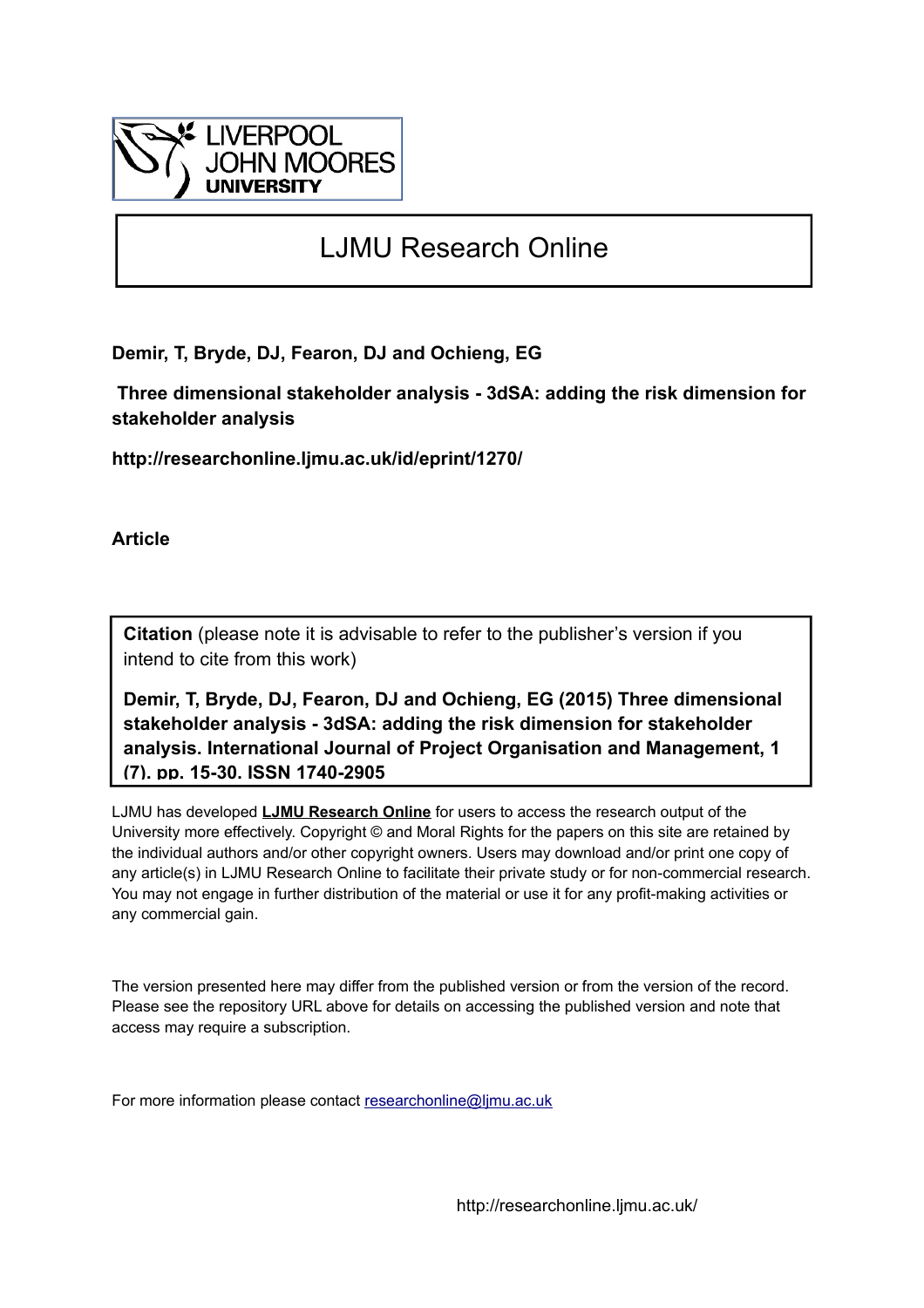LIVERPOOL
JOHN MOORES
UNIVERSITY

# LJMU Research Online

**Demir, T, Bryde, DJ, Fearon, DJ and Ochieng, EG**

**Three dimensional stakeholder analysis - 3dSA: adding the risk dimension for stakeholder analysis**

**http://researchonline.ljmu.ac.uk/id/eprint/1270/**

**Article**

**Citation** (please note it is advisable to refer to the publisher's version if you intend to cite from this work)

**Demir, T, Bryde, DJ, Fearon, DJ and Ochieng, EG (2015) Three dimensional stakeholder analysis - 3dSA: adding the risk dimension for stakeholder analysis. International Journal of Project Organisation and Management, 1 (7). pp. 15-30. ISSN 1740-2905**

LJMU has developed **LJMU Research Online** for users to access the research output of the University more effectively. Copyright © and Moral Rights for the papers on this site are retained by the individual authors and/or other copyright owners. Users may download and/or print one copy of any article(s) in LJMU Research Online to facilitate their private study or for non-commercial research. You may not engage in further distribution of the material or use it for any profit-making activities or any commercial gain.

The version presented here may differ from the published version or from the version of the record. Please see the repository URL above for details on accessing the published version and note that access may require a subscription.

For more information please contact researchonline@ljmu.ac.uk

http://researchonline.ljmu.ac.uk/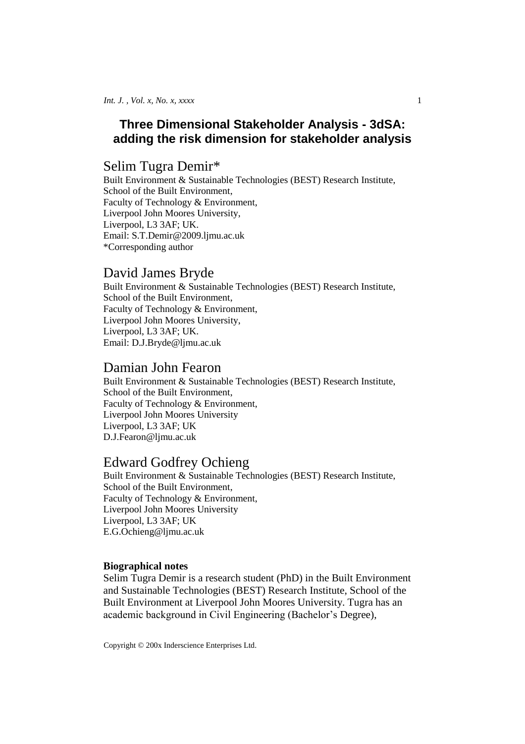# Three Dimensional Stakeholder Analysis - 3dSA: adding the risk dimension for stakeholder analysis

## Selim Tugra Demir*

Built Environment & Sustainable Technologies (BEST) Research Institute,
School of the Built Environment,
Faculty of Technology & Environment,
Liverpool John Moores University,
Liverpool, L3 3AF; UK.
Email: S.T.Demir@2009.ljmu.ac.uk
*Corresponding author

## David James Bryde

Built Environment & Sustainable Technologies (BEST) Research Institute,
School of the Built Environment,
Faculty of Technology & Environment,
Liverpool John Moores University,
Liverpool, L3 3AF; UK.
Email: D.J.Bryde@ljmu.ac.uk

## Damian John Fearon

Built Environment & Sustainable Technologies (BEST) Research Institute,
School of the Built Environment,
Faculty of Technology & Environment,
Liverpool John Moores University
Liverpool, L3 3AF; UK
D.J.Fearon@ljmu.ac.uk

## Edward Godfrey Ochieng

Built Environment & Sustainable Technologies (BEST) Research Institute,
School of the Built Environment,
Faculty of Technology & Environment,
Liverpool John Moores University
Liverpool, L3 3AF; UK
E.G.Ochieng@ljmu.ac.uk

**Biographical notes**

Selim Tugra Demir is a research student (PhD) in the Built Environment and Sustainable Technologies (BEST) Research Institute, School of the Built Environment at Liverpool John Moores University. Tugra has an academic background in Civil Engineering (Bachelor's Degree),

Copyright © 200x Inderscience Enterprises Ltd.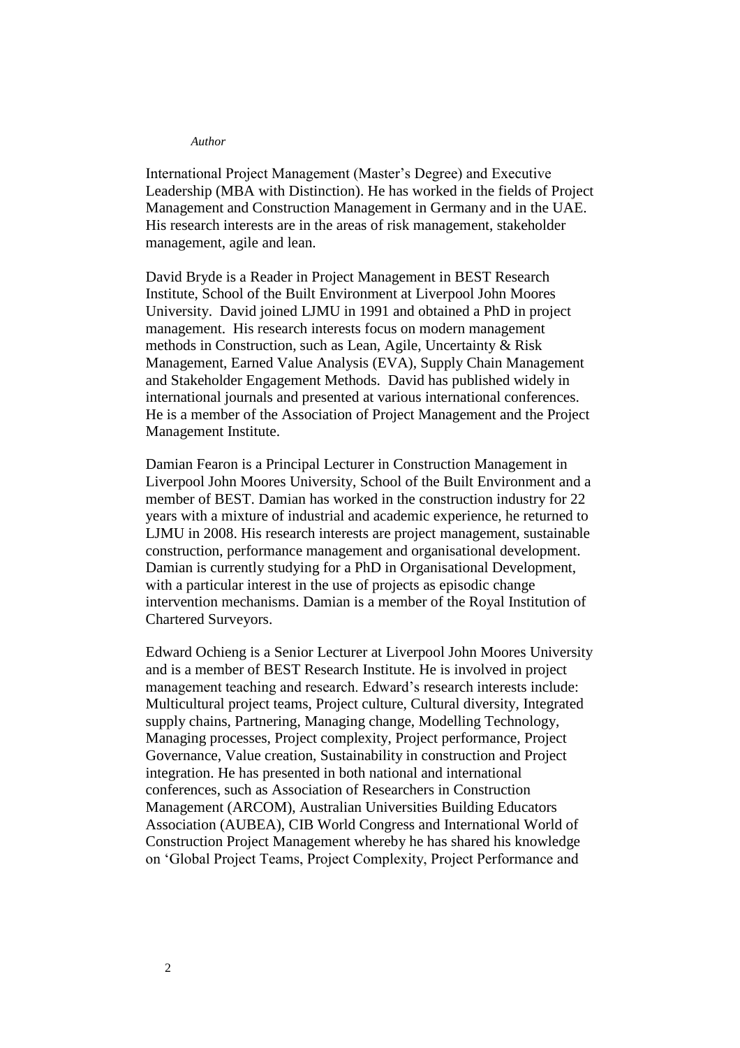*Author*

International Project Management (Master's Degree) and Executive Leadership (MBA with Distinction). He has worked in the fields of Project Management and Construction Management in Germany and in the UAE. His research interests are in the areas of risk management, stakeholder management, agile and lean.

David Bryde is a Reader in Project Management in BEST Research Institute, School of the Built Environment at Liverpool John Moores University. David joined LJMU in 1991 and obtained a PhD in project management. His research interests focus on modern management methods in Construction, such as Lean, Agile, Uncertainty & Risk Management, Earned Value Analysis (EVA), Supply Chain Management and Stakeholder Engagement Methods. David has published widely in international journals and presented at various international conferences. He is a member of the Association of Project Management and the Project Management Institute.

Damian Fearon is a Principal Lecturer in Construction Management in Liverpool John Moores University, School of the Built Environment and a member of BEST. Damian has worked in the construction industry for 22 years with a mixture of industrial and academic experience, he returned to LJMU in 2008. His research interests are project management, sustainable construction, performance management and organisational development. Damian is currently studying for a PhD in Organisational Development, with a particular interest in the use of projects as episodic change intervention mechanisms. Damian is a member of the Royal Institution of Chartered Surveyors.

Edward Ochieng is a Senior Lecturer at Liverpool John Moores University and is a member of BEST Research Institute. He is involved in project management teaching and research. Edward's research interests include: Multicultural project teams, Project culture, Cultural diversity, Integrated supply chains, Partnering, Managing change, Modelling Technology, Managing processes, Project complexity, Project performance, Project Governance, Value creation, Sustainability in construction and Project integration. He has presented in both national and international conferences, such as Association of Researchers in Construction Management (ARCOM), Australian Universities Building Educators Association (AUBEA), CIB World Congress and International World of Construction Project Management whereby he has shared his knowledge on 'Global Project Teams, Project Complexity, Project Performance and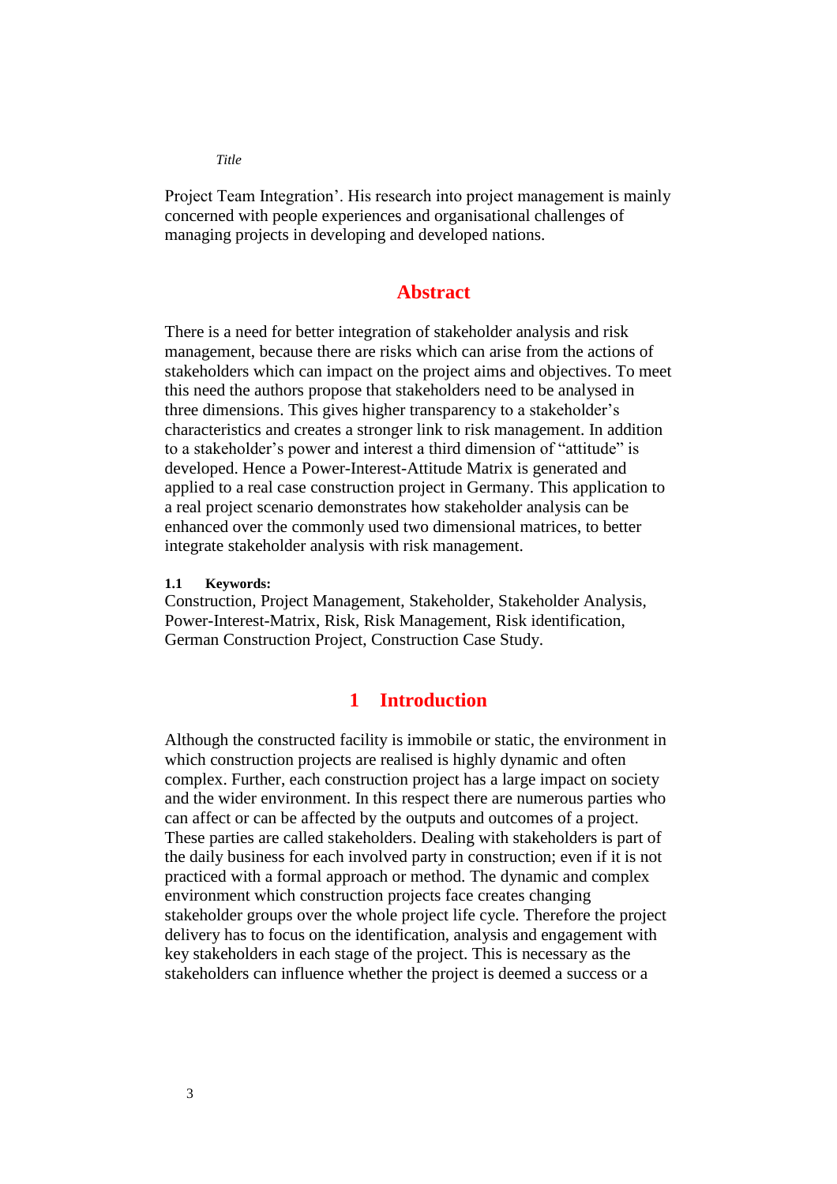Project Team Integration'. His research into project management is mainly concerned with people experiences and organisational challenges of managing projects in developing and developed nations.

## Abstract

There is a need for better integration of stakeholder analysis and risk management, because there are risks which can arise from the actions of stakeholders which can impact on the project aims and objectives. To meet this need the authors propose that stakeholders need to be analysed in three dimensions. This gives higher transparency to a stakeholder's characteristics and creates a stronger link to risk management. In addition to a stakeholder's power and interest a third dimension of "attitude" is developed. Hence a Power-Interest-Attitude Matrix is generated and applied to a real case construction project in Germany. This application to a real project scenario demonstrates how stakeholder analysis can be enhanced over the commonly used two dimensional matrices, to better integrate stakeholder analysis with risk management.

### 1.1 Keywords:

Construction, Project Management, Stakeholder, Stakeholder Analysis, Power-Interest-Matrix, Risk, Risk Management, Risk identification, German Construction Project, Construction Case Study.

## 1 Introduction

Although the constructed facility is immobile or static, the environment in which construction projects are realised is highly dynamic and often complex. Further, each construction project has a large impact on society and the wider environment. In this respect there are numerous parties who can affect or can be affected by the outputs and outcomes of a project. These parties are called stakeholders. Dealing with stakeholders is part of the daily business for each involved party in construction; even if it is not practiced with a formal approach or method. The dynamic and complex environment which construction projects face creates changing stakeholder groups over the whole project life cycle. Therefore the project delivery has to focus on the identification, analysis and engagement with key stakeholders in each stage of the project. This is necessary as the stakeholders can influence whether the project is deemed a success or a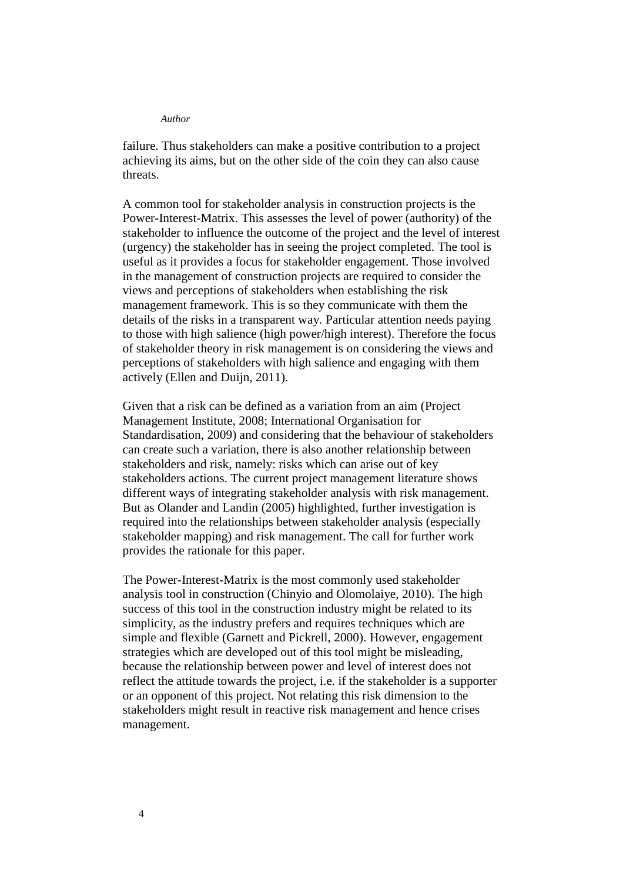failure. Thus stakeholders can make a positive contribution to a project achieving its aims, but on the other side of the coin they can also cause threats.

A common tool for stakeholder analysis in construction projects is the Power-Interest-Matrix. This assesses the level of power (authority) of the stakeholder to influence the outcome of the project and the level of interest (urgency) the stakeholder has in seeing the project completed. The tool is useful as it provides a focus for stakeholder engagement. Those involved in the management of construction projects are required to consider the views and perceptions of stakeholders when establishing the risk management framework. This is so they communicate with them the details of the risks in a transparent way. Particular attention needs paying to those with high salience (high power/high interest). Therefore the focus of stakeholder theory in risk management is on considering the views and perceptions of stakeholders with high salience and engaging with them actively (Ellen and Duijn, 2011).

Given that a risk can be defined as a variation from an aim (Project Management Institute, 2008; International Organisation for Standardisation, 2009) and considering that the behaviour of stakeholders can create such a variation, there is also another relationship between stakeholders and risk, namely: risks which can arise out of key stakeholders actions. The current project management literature shows different ways of integrating stakeholder analysis with risk management. But as Olander and Landin (2005) highlighted, further investigation is required into the relationships between stakeholder analysis (especially stakeholder mapping) and risk management. The call for further work provides the rationale for this paper.

The Power-Interest-Matrix is the most commonly used stakeholder analysis tool in construction (Chinyio and Olomolaiye, 2010). The high success of this tool in the construction industry might be related to its simplicity, as the industry prefers and requires techniques which are simple and flexible (Garnett and Pickrell, 2000). However, engagement strategies which are developed out of this tool might be misleading, because the relationship between power and level of interest does not reflect the attitude towards the project, i.e. if the stakeholder is a supporter or an opponent of this project. Not relating this risk dimension to the stakeholders might result in reactive risk management and hence crises management.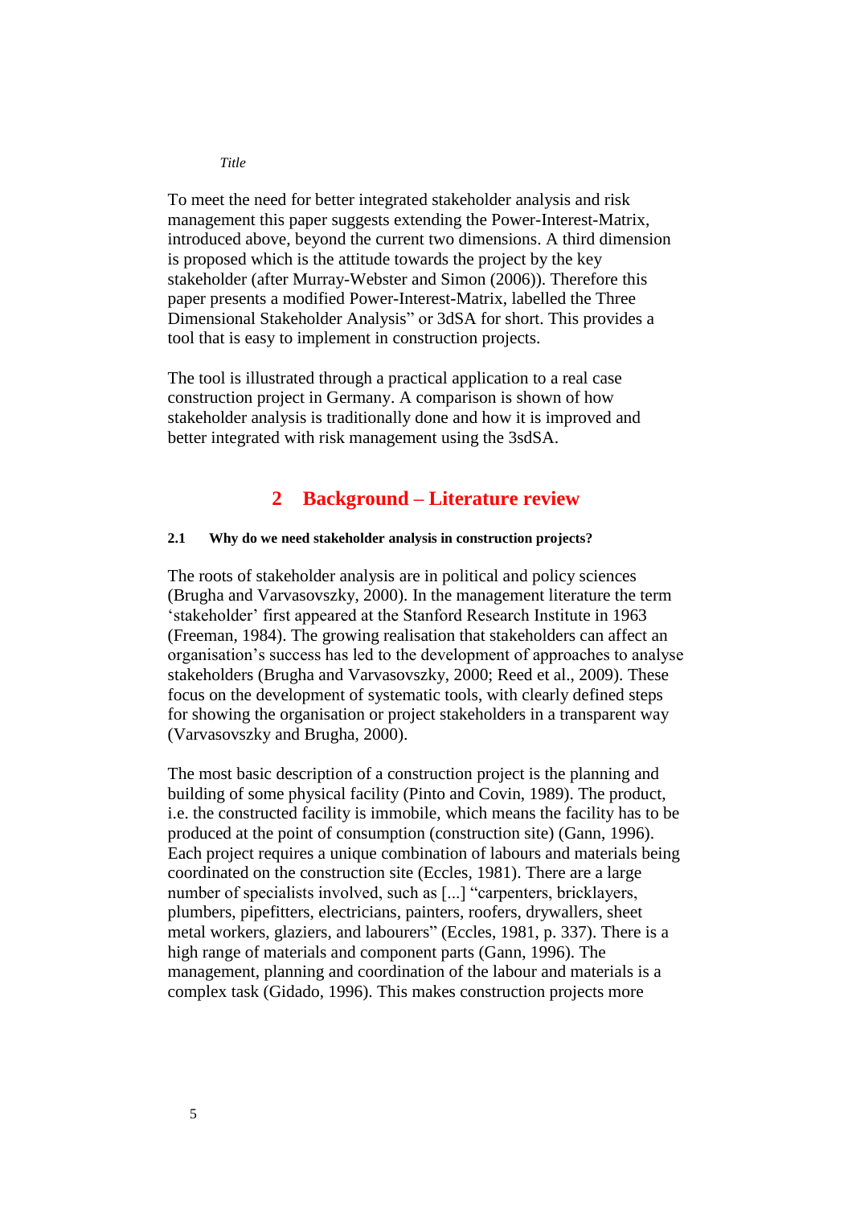To meet the need for better integrated stakeholder analysis and risk management this paper suggests extending the Power-Interest-Matrix, introduced above, beyond the current two dimensions. A third dimension is proposed which is the attitude towards the project by the key stakeholder (after Murray-Webster and Simon (2006)). Therefore this paper presents a modified Power-Interest-Matrix, labelled the Three Dimensional Stakeholder Analysis" or 3dSA for short. This provides a tool that is easy to implement in construction projects.

The tool is illustrated through a practical application to a real case construction project in Germany. A comparison is shown of how stakeholder analysis is traditionally done and how it is improved and better integrated with risk management using the 3sdSA.

## 2 Background – Literature review

### 2.1 Why do we need stakeholder analysis in construction projects?

The roots of stakeholder analysis are in political and policy sciences (Brugha and Varvasovszky, 2000). In the management literature the term ‘stakeholder’ first appeared at the Stanford Research Institute in 1963 (Freeman, 1984). The growing realisation that stakeholders can affect an organisation’s success has led to the development of approaches to analyse stakeholders (Brugha and Varvasovszky, 2000; Reed et al., 2009). These focus on the development of systematic tools, with clearly defined steps for showing the organisation or project stakeholders in a transparent way (Varvasovszky and Brugha, 2000).

The most basic description of a construction project is the planning and building of some physical facility (Pinto and Covin, 1989). The product, i.e. the constructed facility is immobile, which means the facility has to be produced at the point of consumption (construction site) (Gann, 1996). Each project requires a unique combination of labours and materials being coordinated on the construction site (Eccles, 1981). There are a large number of specialists involved, such as [...] “carpenters, bricklayers, plumbers, pipefitters, electricians, painters, roofers, drywallers, sheet metal workers, glaziers, and labourers” (Eccles, 1981, p. 337). There is a high range of materials and component parts (Gann, 1996). The management, planning and coordination of the labour and materials is a complex task (Gidado, 1996). This makes construction projects more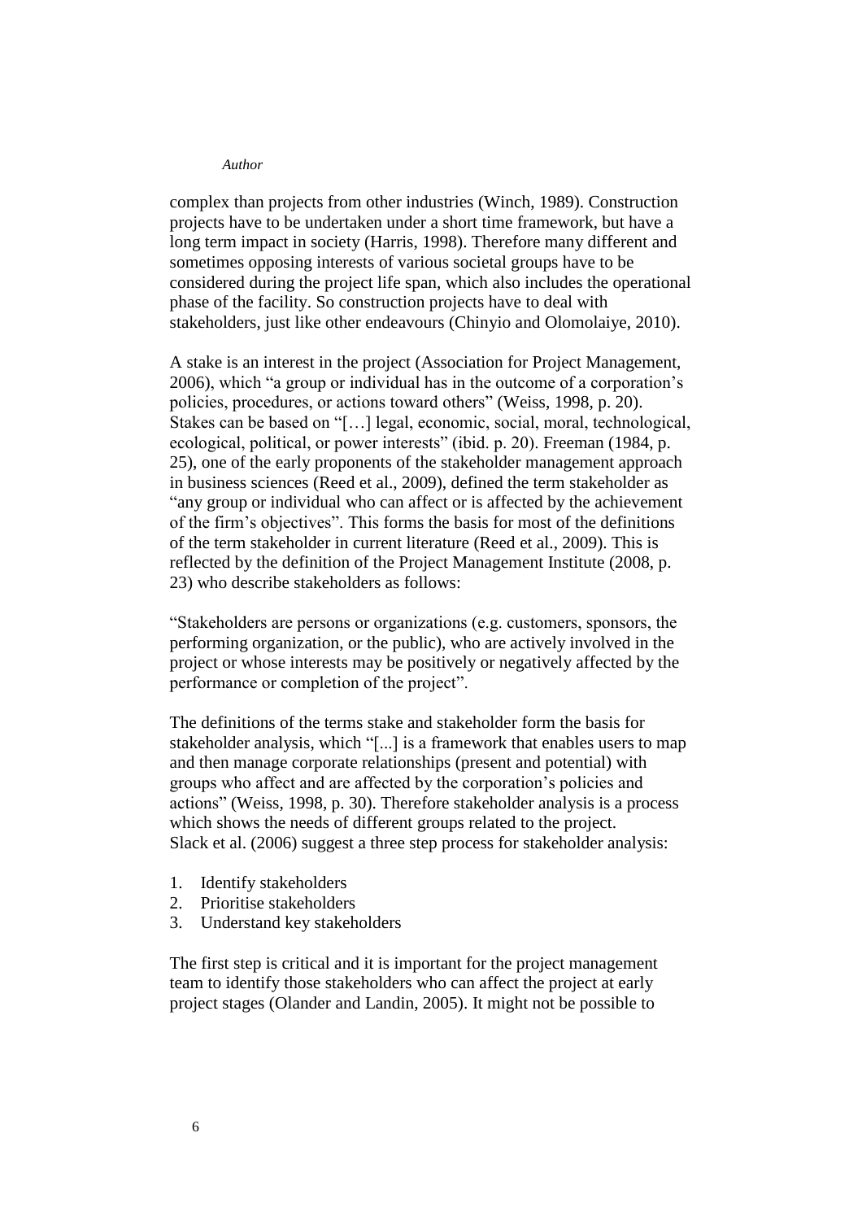complex than projects from other industries (Winch, 1989). Construction projects have to be undertaken under a short time framework, but have a long term impact in society (Harris, 1998). Therefore many different and sometimes opposing interests of various societal groups have to be considered during the project life span, which also includes the operational phase of the facility. So construction projects have to deal with stakeholders, just like other endeavours (Chinyio and Olomolaiye, 2010).

A stake is an interest in the project (Association for Project Management, 2006), which "a group or individual has in the outcome of a corporation's policies, procedures, or actions toward others" (Weiss, 1998, p. 20). Stakes can be based on "[…] legal, economic, social, moral, technological, ecological, political, or power interests" (ibid. p. 20). Freeman (1984, p. 25), one of the early proponents of the stakeholder management approach in business sciences (Reed et al., 2009), defined the term stakeholder as "any group or individual who can affect or is affected by the achievement of the firm's objectives". This forms the basis for most of the definitions of the term stakeholder in current literature (Reed et al., 2009). This is reflected by the definition of the Project Management Institute (2008, p. 23) who describe stakeholders as follows:

"Stakeholders are persons or organizations (e.g. customers, sponsors, the performing organization, or the public), who are actively involved in the project or whose interests may be positively or negatively affected by the performance or completion of the project".

The definitions of the terms stake and stakeholder form the basis for stakeholder analysis, which "[...] is a framework that enables users to map and then manage corporate relationships (present and potential) with groups who affect and are affected by the corporation's policies and actions" (Weiss, 1998, p. 30). Therefore stakeholder analysis is a process which shows the needs of different groups related to the project. Slack et al. (2006) suggest a three step process for stakeholder analysis:

1. Identify stakeholders
2. Prioritise stakeholders
3. Understand key stakeholders

The first step is critical and it is important for the project management team to identify those stakeholders who can affect the project at early project stages (Olander and Landin, 2005). It might not be possible to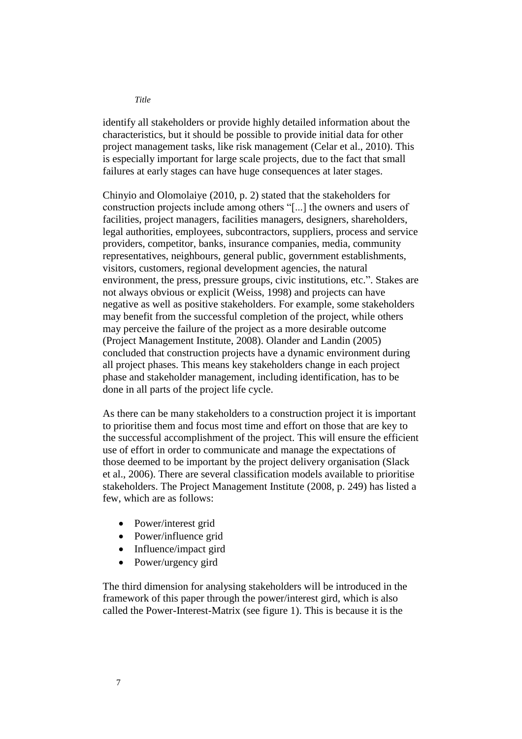identify all stakeholders or provide highly detailed information about the characteristics, but it should be possible to provide initial data for other project management tasks, like risk management (Celar et al., 2010). This is especially important for large scale projects, due to the fact that small failures at early stages can have huge consequences at later stages.

Chinyio and Olomolaiye (2010, p. 2) stated that the stakeholders for construction projects include among others "[...] the owners and users of facilities, project managers, facilities managers, designers, shareholders, legal authorities, employees, subcontractors, suppliers, process and service providers, competitor, banks, insurance companies, media, community representatives, neighbours, general public, government establishments, visitors, customers, regional development agencies, the natural environment, the press, pressure groups, civic institutions, etc.". Stakes are not always obvious or explicit (Weiss, 1998) and projects can have negative as well as positive stakeholders. For example, some stakeholders may benefit from the successful completion of the project, while others may perceive the failure of the project as a more desirable outcome (Project Management Institute, 2008). Olander and Landin (2005) concluded that construction projects have a dynamic environment during all project phases. This means key stakeholders change in each project phase and stakeholder management, including identification, has to be done in all parts of the project life cycle.

As there can be many stakeholders to a construction project it is important to prioritise them and focus most time and effort on those that are key to the successful accomplishment of the project. This will ensure the efficient use of effort in order to communicate and manage the expectations of those deemed to be important by the project delivery organisation (Slack et al., 2006). There are several classification models available to prioritise stakeholders. The Project Management Institute (2008, p. 249) has listed a few, which are as follows:

- Power/interest grid
- Power/influence grid
- Influence/impact gird
- Power/urgency gird

The third dimension for analysing stakeholders will be introduced in the framework of this paper through the power/interest gird, which is also called the Power-Interest-Matrix (see figure 1). This is because it is the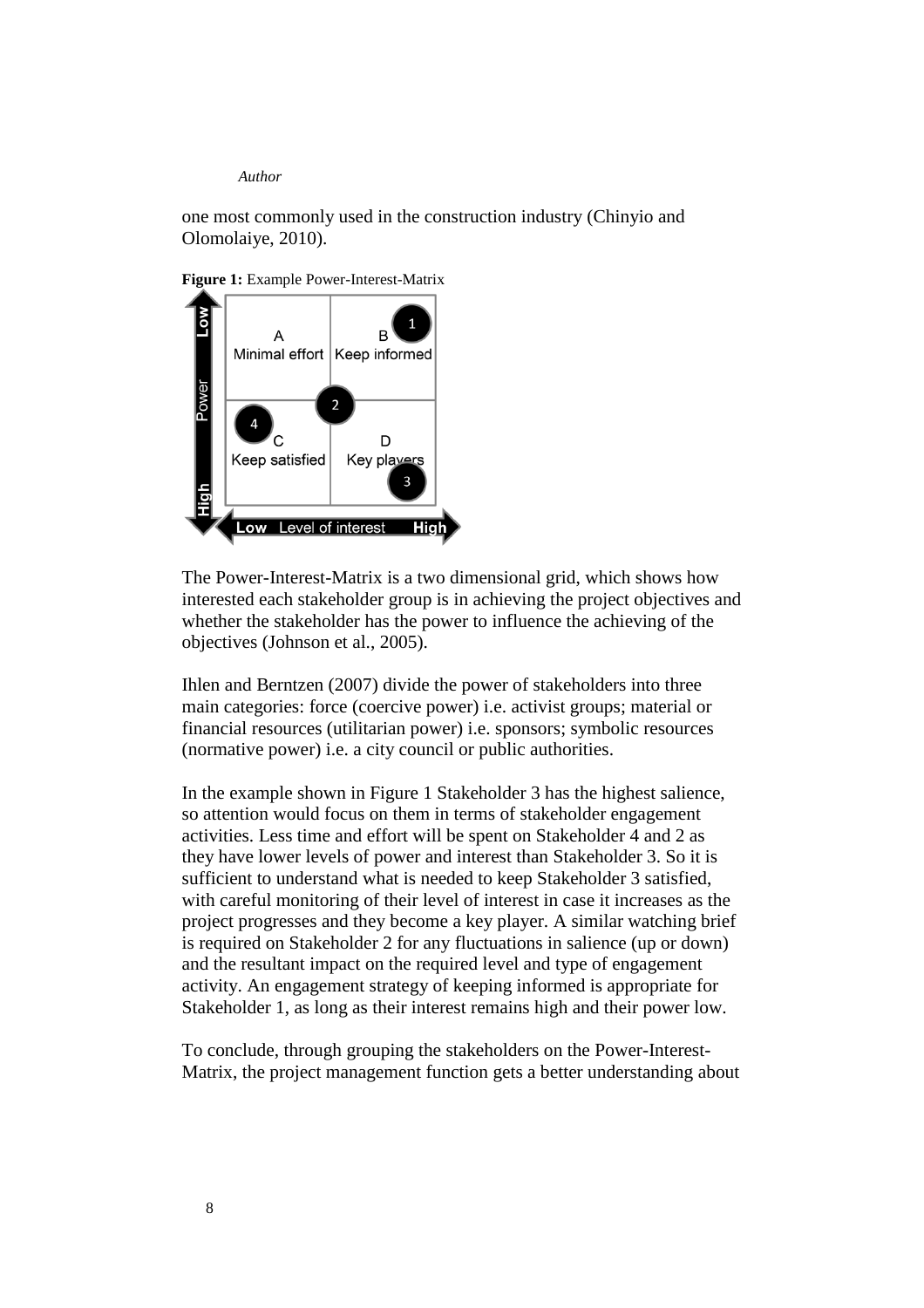one most commonly used in the construction industry (Chinyio and Olomolaiye, 2010).

**Figure 1:** Example Power-Interest-Matrix

The Power-Interest-Matrix is a two dimensional grid, which shows how interested each stakeholder group is in achieving the project objectives and whether the stakeholder has the power to influence the achieving of the objectives (Johnson et al., 2005).

Ihlen and Berntzen (2007) divide the power of stakeholders into three main categories: force (coercive power) i.e. activist groups; material or financial resources (utilitarian power) i.e. sponsors; symbolic resources (normative power) i.e. a city council or public authorities.

In the example shown in Figure 1 Stakeholder 3 has the highest salience, so attention would focus on them in terms of stakeholder engagement activities. Less time and effort will be spent on Stakeholder 4 and 2 as they have lower levels of power and interest than Stakeholder 3. So it is sufficient to understand what is needed to keep Stakeholder 3 satisfied, with careful monitoring of their level of interest in case it increases as the project progresses and they become a key player. A similar watching brief is required on Stakeholder 2 for any fluctuations in salience (up or down) and the resultant impact on the required level and type of engagement activity. An engagement strategy of keeping informed is appropriate for Stakeholder 1, as long as their interest remains high and their power low.

To conclude, through grouping the stakeholders on the Power-Interest-Matrix, the project management function gets a better understanding about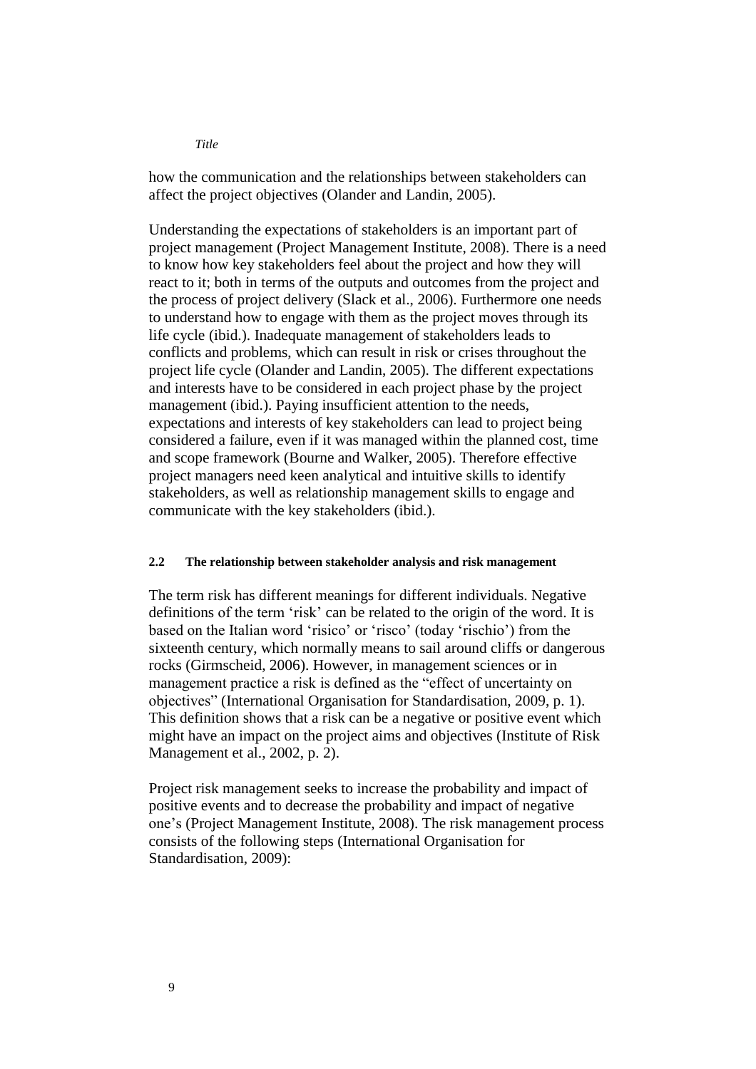how the communication and the relationships between stakeholders can affect the project objectives (Olander and Landin, 2005).

Understanding the expectations of stakeholders is an important part of project management (Project Management Institute, 2008). There is a need to know how key stakeholders feel about the project and how they will react to it; both in terms of the outputs and outcomes from the project and the process of project delivery (Slack et al., 2006). Furthermore one needs to understand how to engage with them as the project moves through its life cycle (ibid.). Inadequate management of stakeholders leads to conflicts and problems, which can result in risk or crises throughout the project life cycle (Olander and Landin, 2005). The different expectations and interests have to be considered in each project phase by the project management (ibid.). Paying insufficient attention to the needs, expectations and interests of key stakeholders can lead to project being considered a failure, even if it was managed within the planned cost, time and scope framework (Bourne and Walker, 2005). Therefore effective project managers need keen analytical and intuitive skills to identify stakeholders, as well as relationship management skills to engage and communicate with the key stakeholders (ibid.).

### 2.2 The relationship between stakeholder analysis and risk management

The term risk has different meanings for different individuals. Negative definitions of the term 'risk' can be related to the origin of the word. It is based on the Italian word 'risico' or 'risco' (today 'rischio') from the sixteenth century, which normally means to sail around cliffs or dangerous rocks (Girmscheid, 2006). However, in management sciences or in management practice a risk is defined as the "effect of uncertainty on objectives" (International Organisation for Standardisation, 2009, p. 1). This definition shows that a risk can be a negative or positive event which might have an impact on the project aims and objectives (Institute of Risk Management et al., 2002, p. 2).

Project risk management seeks to increase the probability and impact of positive events and to decrease the probability and impact of negative one's (Project Management Institute, 2008). The risk management process consists of the following steps (International Organisation for Standardisation, 2009):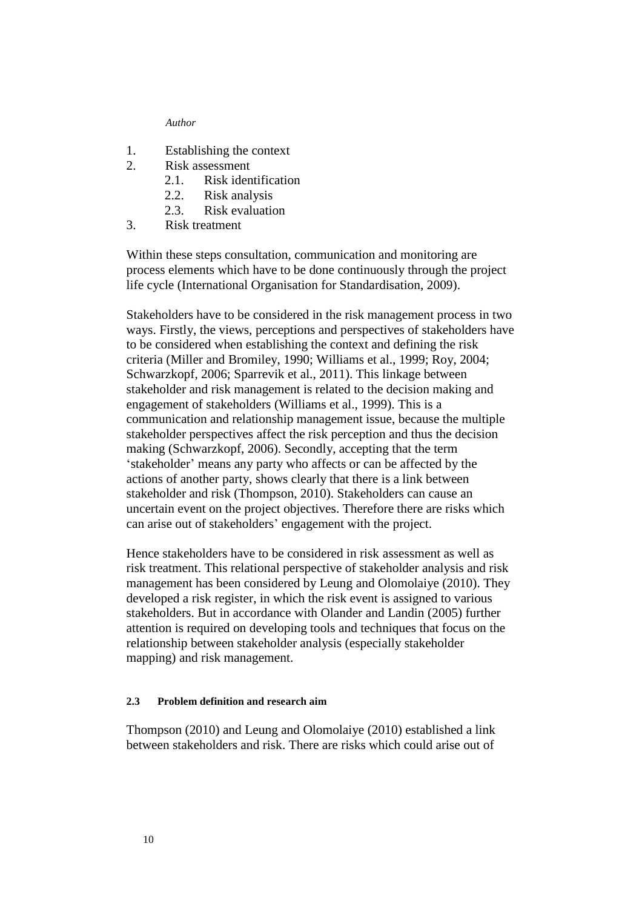1. Establishing the context
2. Risk assessment
   2.1. Risk identification
   2.2. Risk analysis
   2.3. Risk evaluation
3. Risk treatment

Within these steps consultation, communication and monitoring are process elements which have to be done continuously through the project life cycle (International Organisation for Standardisation, 2009).

Stakeholders have to be considered in the risk management process in two ways. Firstly, the views, perceptions and perspectives of stakeholders have to be considered when establishing the context and defining the risk criteria (Miller and Bromiley, 1990; Williams et al., 1999; Roy, 2004; Schwarzkopf, 2006; Sparrevik et al., 2011). This linkage between stakeholder and risk management is related to the decision making and engagement of stakeholders (Williams et al., 1999). This is a communication and relationship management issue, because the multiple stakeholder perspectives affect the risk perception and thus the decision making (Schwarzkopf, 2006). Secondly, accepting that the term 'stakeholder' means any party who affects or can be affected by the actions of another party, shows clearly that there is a link between stakeholder and risk (Thompson, 2010). Stakeholders can cause an uncertain event on the project objectives. Therefore there are risks which can arise out of stakeholders' engagement with the project.

Hence stakeholders have to be considered in risk assessment as well as risk treatment. This relational perspective of stakeholder analysis and risk management has been considered by Leung and Olomolaiye (2010). They developed a risk register, in which the risk event is assigned to various stakeholders. But in accordance with Olander and Landin (2005) further attention is required on developing tools and techniques that focus on the relationship between stakeholder analysis (especially stakeholder mapping) and risk management.

### 2.3 Problem definition and research aim

Thompson (2010) and Leung and Olomolaiye (2010) established a link between stakeholders and risk. There are risks which could arise out of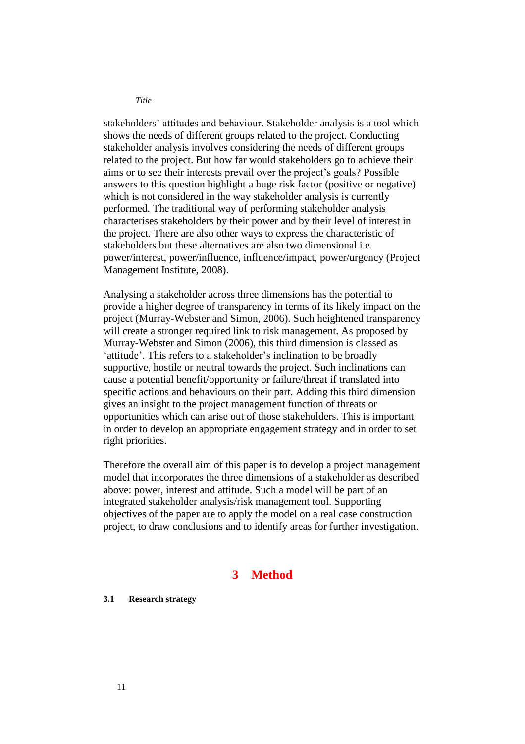stakeholders' attitudes and behaviour. Stakeholder analysis is a tool which shows the needs of different groups related to the project. Conducting stakeholder analysis involves considering the needs of different groups related to the project. But how far would stakeholders go to achieve their aims or to see their interests prevail over the project's goals? Possible answers to this question highlight a huge risk factor (positive or negative) which is not considered in the way stakeholder analysis is currently performed. The traditional way of performing stakeholder analysis characterises stakeholders by their power and by their level of interest in the project. There are also other ways to express the characteristic of stakeholders but these alternatives are also two dimensional i.e. power/interest, power/influence, influence/impact, power/urgency (Project Management Institute, 2008).

Analysing a stakeholder across three dimensions has the potential to provide a higher degree of transparency in terms of its likely impact on the project (Murray-Webster and Simon, 2006). Such heightened transparency will create a stronger required link to risk management. As proposed by Murray-Webster and Simon (2006), this third dimension is classed as 'attitude'. This refers to a stakeholder's inclination to be broadly supportive, hostile or neutral towards the project. Such inclinations can cause a potential benefit/opportunity or failure/threat if translated into specific actions and behaviours on their part. Adding this third dimension gives an insight to the project management function of threats or opportunities which can arise out of those stakeholders. This is important in order to develop an appropriate engagement strategy and in order to set right priorities.

Therefore the overall aim of this paper is to develop a project management model that incorporates the three dimensions of a stakeholder as described above: power, interest and attitude. Such a model will be part of an integrated stakeholder analysis/risk management tool. Supporting objectives of the paper are to apply the model on a real case construction project, to draw conclusions and to identify areas for further investigation.

# 3 Method

## 3.1 Research strategy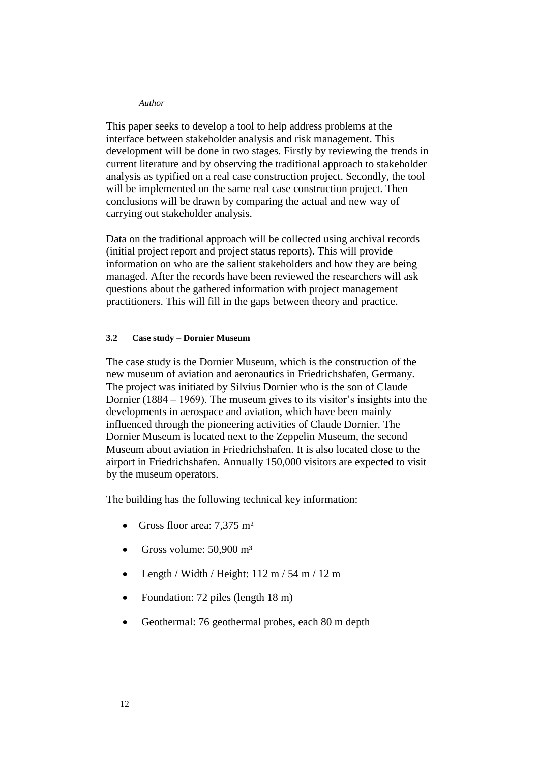*Author*

This paper seeks to develop a tool to help address problems at the interface between stakeholder analysis and risk management. This development will be done in two stages. Firstly by reviewing the trends in current literature and by observing the traditional approach to stakeholder analysis as typified on a real case construction project. Secondly, the tool will be implemented on the same real case construction project. Then conclusions will be drawn by comparing the actual and new way of carrying out stakeholder analysis.

Data on the traditional approach will be collected using archival records (initial project report and project status reports). This will provide information on who are the salient stakeholders and how they are being managed. After the records have been reviewed the researchers will ask questions about the gathered information with project management practitioners. This will fill in the gaps between theory and practice.

#### 3.2 Case study – Dornier Museum

The case study is the Dornier Museum, which is the construction of the new museum of aviation and aeronautics in Friedrichshafen, Germany. The project was initiated by Silvius Dornier who is the son of Claude Dornier (1884 – 1969). The museum gives to its visitor's insights into the developments in aerospace and aviation, which have been mainly influenced through the pioneering activities of Claude Dornier. The Dornier Museum is located next to the Zeppelin Museum, the second Museum about aviation in Friedrichshafen. It is also located close to the airport in Friedrichshafen. Annually 150,000 visitors are expected to visit by the museum operators.

The building has the following technical key information:

- Gross floor area: 7,375 m²
- Gross volume: 50,900 m³
- Length / Width / Height: 112 m / 54 m / 12 m
- Foundation: 72 piles (length 18 m)
- Geothermal: 76 geothermal probes, each 80 m depth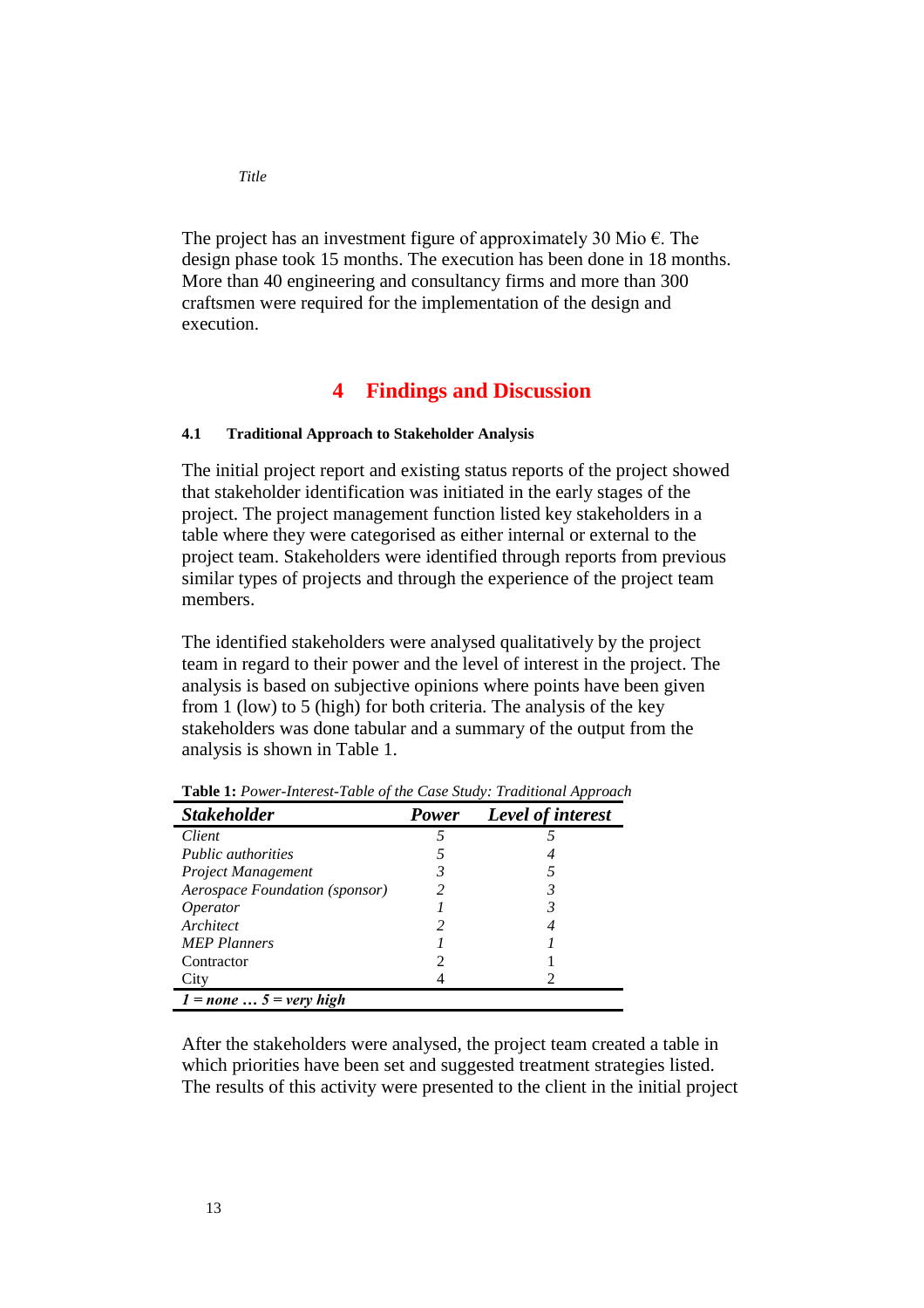The project has an investment figure of approximately 30 Mio €. The design phase took 15 months. The execution has been done in 18 months. More than 40 engineering and consultancy firms and more than 300 craftsmen were required for the implementation of the design and execution.

# 4 Findings and Discussion

### 4.1 Traditional Approach to Stakeholder Analysis

The initial project report and existing status reports of the project showed that stakeholder identification was initiated in the early stages of the project. The project management function listed key stakeholders in a table where they were categorised as either internal or external to the project team. Stakeholders were identified through reports from previous similar types of projects and through the experience of the project team members.

The identified stakeholders were analysed qualitatively by the project team in regard to their power and the level of interest in the project. The analysis is based on subjective opinions where points have been given from 1 (low) to 5 (high) for both criteria. The analysis of the key stakeholders was done tabular and a summary of the output from the analysis is shown in Table 1.

**Table 1:** *Power-Interest-Table of the Case Study: Traditional Approach*

| ***Stakeholder*** | ***Power*** | ***Level of interest*** |
|---|---|---|
| *Client* | *5* | *5* |
| *Public authorities* | *5* | *4* |
| *Project Management* | *3* | *5* |
| *Aerospace Foundation (sponsor)* | *2* | *3* |
| *Operator* | *1* | *3* |
| *Architect* | *2* | *4* |
| *MEP Planners* | *1* | *1* |
| Contractor | 2 | 1 |
| City | 4 | 2 |
| ***1 = none … 5 = very high*** | | |

After the stakeholders were analysed, the project team created a table in which priorities have been set and suggested treatment strategies listed. The results of this activity were presented to the client in the initial project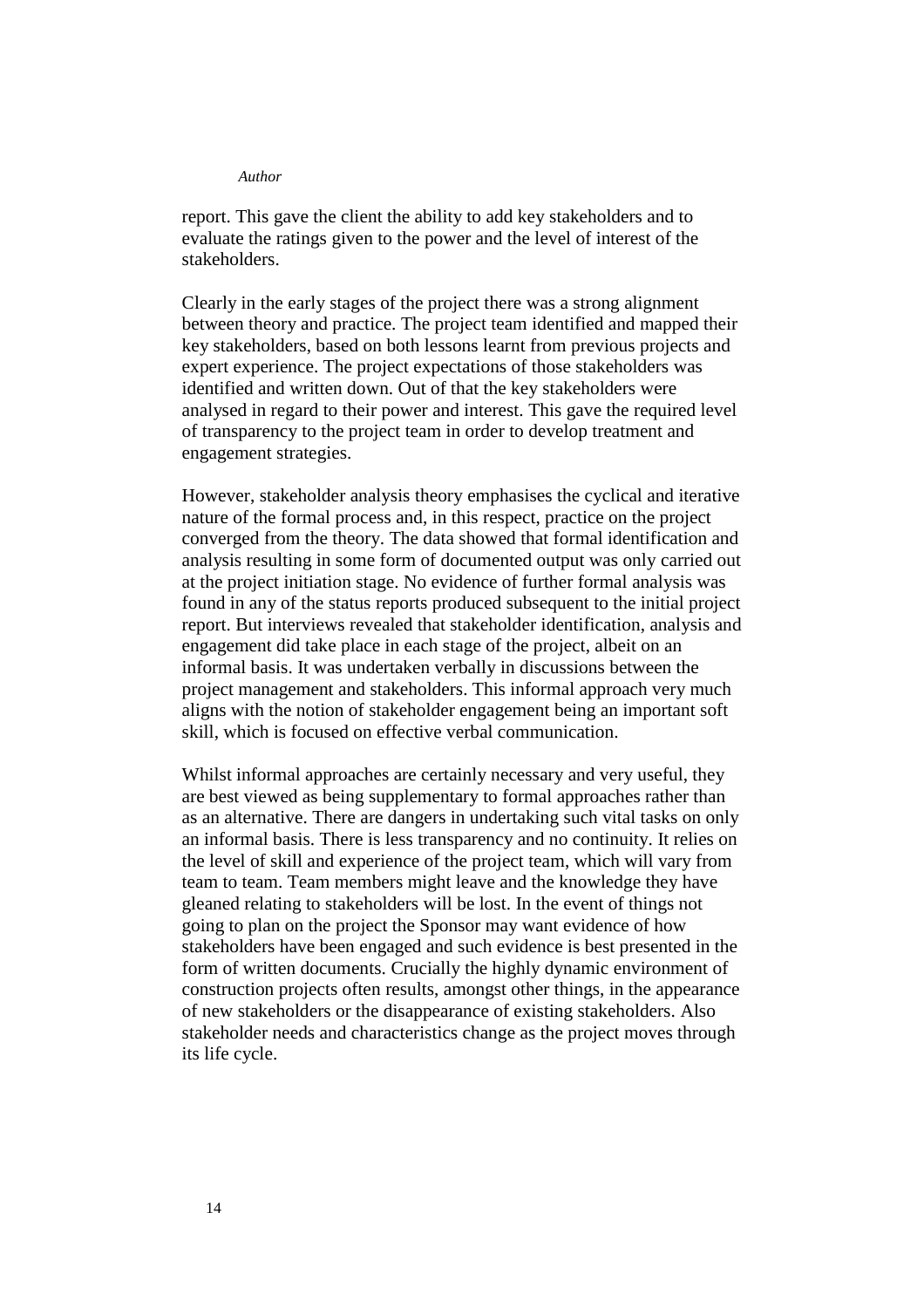report. This gave the client the ability to add key stakeholders and to evaluate the ratings given to the power and the level of interest of the stakeholders.

Clearly in the early stages of the project there was a strong alignment between theory and practice. The project team identified and mapped their key stakeholders, based on both lessons learnt from previous projects and expert experience. The project expectations of those stakeholders was identified and written down. Out of that the key stakeholders were analysed in regard to their power and interest. This gave the required level of transparency to the project team in order to develop treatment and engagement strategies.

However, stakeholder analysis theory emphasises the cyclical and iterative nature of the formal process and, in this respect, practice on the project converged from the theory. The data showed that formal identification and analysis resulting in some form of documented output was only carried out at the project initiation stage. No evidence of further formal analysis was found in any of the status reports produced subsequent to the initial project report. But interviews revealed that stakeholder identification, analysis and engagement did take place in each stage of the project, albeit on an informal basis. It was undertaken verbally in discussions between the project management and stakeholders. This informal approach very much aligns with the notion of stakeholder engagement being an important soft skill, which is focused on effective verbal communication.

Whilst informal approaches are certainly necessary and very useful, they are best viewed as being supplementary to formal approaches rather than as an alternative. There are dangers in undertaking such vital tasks on only an informal basis. There is less transparency and no continuity. It relies on the level of skill and experience of the project team, which will vary from team to team. Team members might leave and the knowledge they have gleaned relating to stakeholders will be lost. In the event of things not going to plan on the project the Sponsor may want evidence of how stakeholders have been engaged and such evidence is best presented in the form of written documents. Crucially the highly dynamic environment of construction projects often results, amongst other things, in the appearance of new stakeholders or the disappearance of existing stakeholders. Also stakeholder needs and characteristics change as the project moves through its life cycle.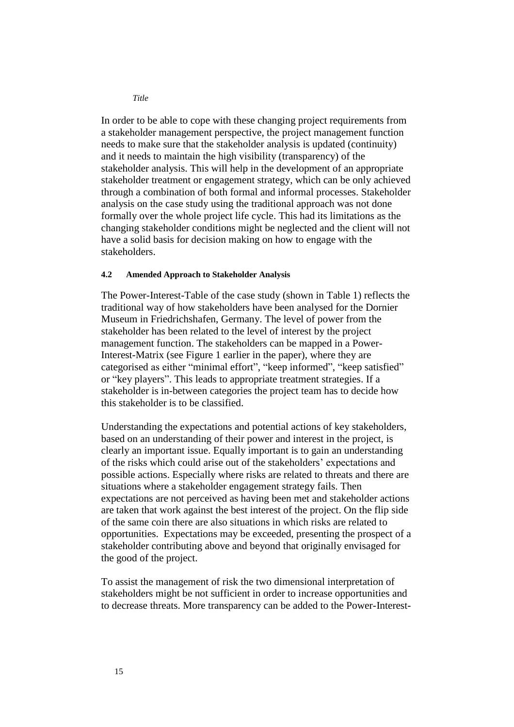In order to be able to cope with these changing project requirements from a stakeholder management perspective, the project management function needs to make sure that the stakeholder analysis is updated (continuity) and it needs to maintain the high visibility (transparency) of the stakeholder analysis. This will help in the development of an appropriate stakeholder treatment or engagement strategy, which can be only achieved through a combination of both formal and informal processes. Stakeholder analysis on the case study using the traditional approach was not done formally over the whole project life cycle. This had its limitations as the changing stakeholder conditions might be neglected and the client will not have a solid basis for decision making on how to engage with the stakeholders.

### 4.2 Amended Approach to Stakeholder Analysis

The Power-Interest-Table of the case study (shown in Table 1) reflects the traditional way of how stakeholders have been analysed for the Dornier Museum in Friedrichshafen, Germany. The level of power from the stakeholder has been related to the level of interest by the project management function. The stakeholders can be mapped in a Power-Interest-Matrix (see Figure 1 earlier in the paper), where they are categorised as either "minimal effort", "keep informed", "keep satisfied" or "key players". This leads to appropriate treatment strategies. If a stakeholder is in-between categories the project team has to decide how this stakeholder is to be classified.

Understanding the expectations and potential actions of key stakeholders, based on an understanding of their power and interest in the project, is clearly an important issue. Equally important is to gain an understanding of the risks which could arise out of the stakeholders' expectations and possible actions. Especially where risks are related to threats and there are situations where a stakeholder engagement strategy fails. Then expectations are not perceived as having been met and stakeholder actions are taken that work against the best interest of the project. On the flip side of the same coin there are also situations in which risks are related to opportunities. Expectations may be exceeded, presenting the prospect of a stakeholder contributing above and beyond that originally envisaged for the good of the project.

To assist the management of risk the two dimensional interpretation of stakeholders might be not sufficient in order to increase opportunities and to decrease threats. More transparency can be added to the Power-Interest-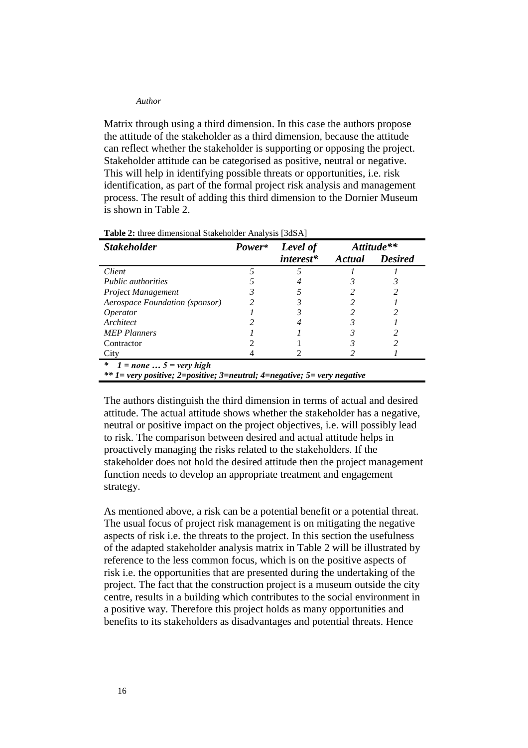Matrix through using a third dimension. In this case the authors propose the attitude of the stakeholder as a third dimension, because the attitude can reflect whether the stakeholder is supporting or opposing the project. Stakeholder attitude can be categorised as positive, neutral or negative. This will help in identifying possible threats or opportunities, i.e. risk identification, as part of the formal project risk analysis and management process. The result of adding this third dimension to the Dornier Museum is shown in Table 2.

**Table 2:** three dimensional Stakeholder Analysis [3dSA]

| *Stakeholder* | *Power** | *Level of interest** | *Attitude*** | |
|---|---|---|---|---|
| | | | *Actual* | *Desired* |
| *Client* | *5* | *5* | *1* | *1* |
| *Public authorities* | *5* | *4* | *3* | *3* |
| *Project Management* | *3* | *5* | *2* | *2* |
| *Aerospace Foundation (sponsor)* | *2* | *3* | *2* | *1* |
| *Operator* | *1* | *3* | *2* | *2* |
| *Architect* | *2* | *4* | *3* | *1* |
| *MEP Planners* | *1* | *1* | *3* | *2* |
| Contractor | 2 | 1 | *3* | *2* |
| City | 4 | 2 | *2* | *1* |

***\*   1 = none … 5 = very high***
***\*\* 1= very positive; 2=positive; 3=neutral; 4=negative; 5= very negative***

The authors distinguish the third dimension in terms of actual and desired attitude. The actual attitude shows whether the stakeholder has a negative, neutral or positive impact on the project objectives, i.e. will possibly lead to risk. The comparison between desired and actual attitude helps in proactively managing the risks related to the stakeholders. If the stakeholder does not hold the desired attitude then the project management function needs to develop an appropriate treatment and engagement strategy.

As mentioned above, a risk can be a potential benefit or a potential threat. The usual focus of project risk management is on mitigating the negative aspects of risk i.e. the threats to the project. In this section the usefulness of the adapted stakeholder analysis matrix in Table 2 will be illustrated by reference to the less common focus, which is on the positive aspects of risk i.e. the opportunities that are presented during the undertaking of the project. The fact that the construction project is a museum outside the city centre, results in a building which contributes to the social environment in a positive way. Therefore this project holds as many opportunities and benefits to its stakeholders as disadvantages and potential threats. Hence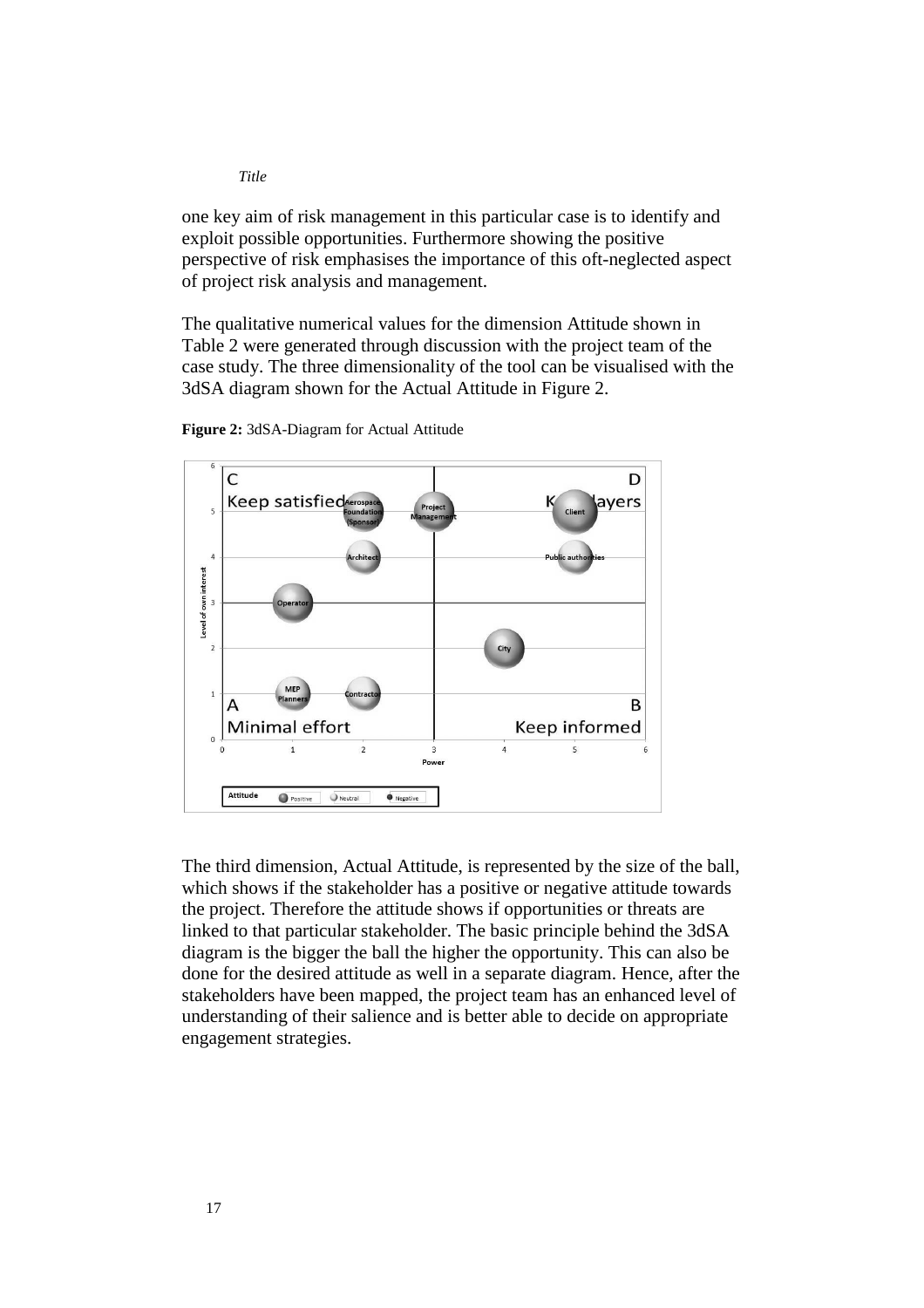one key aim of risk management in this particular case is to identify and exploit possible opportunities. Furthermore showing the positive perspective of risk emphasises the importance of this oft-neglected aspect of project risk analysis and management.

The qualitative numerical values for the dimension Attitude shown in Table 2 were generated through discussion with the project team of the case study. The three dimensionality of the tool can be visualised with the 3dSA diagram shown for the Actual Attitude in Figure 2.

**Figure 2:** 3dSA-Diagram for Actual Attitude

The third dimension, Actual Attitude, is represented by the size of the ball, which shows if the stakeholder has a positive or negative attitude towards the project. Therefore the attitude shows if opportunities or threats are linked to that particular stakeholder. The basic principle behind the 3dSA diagram is the bigger the ball the higher the opportunity. This can also be done for the desired attitude as well in a separate diagram. Hence, after the stakeholders have been mapped, the project team has an enhanced level of understanding of their salience and is better able to decide on appropriate engagement strategies.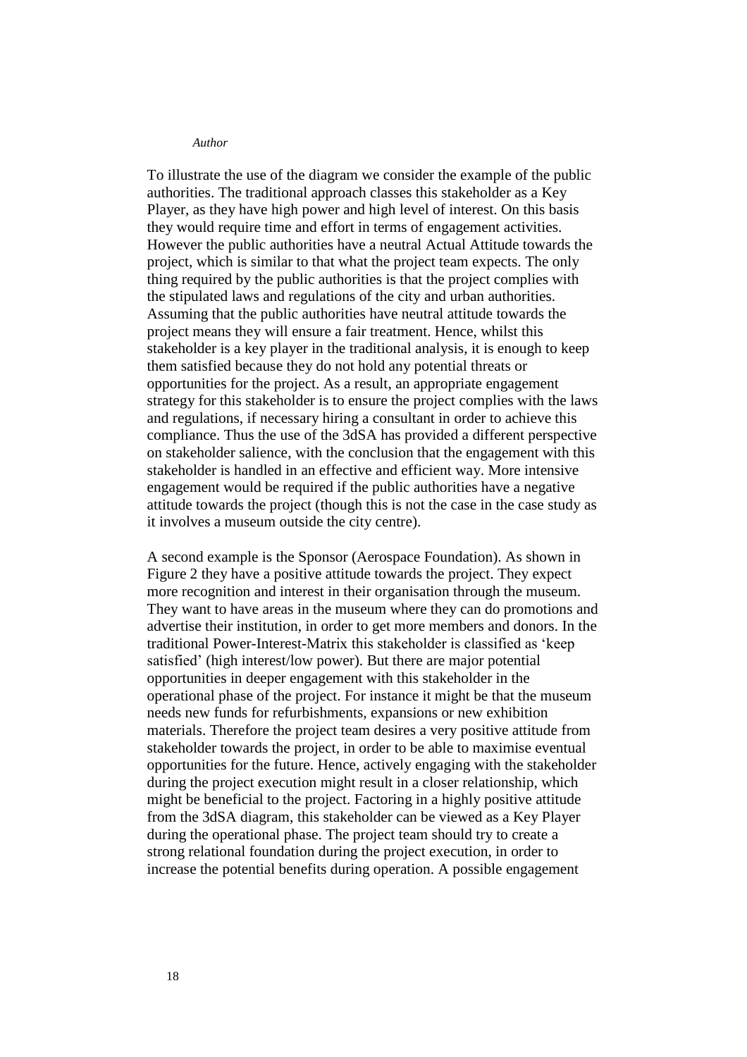To illustrate the use of the diagram we consider the example of the public authorities. The traditional approach classes this stakeholder as a Key Player, as they have high power and high level of interest. On this basis they would require time and effort in terms of engagement activities. However the public authorities have a neutral Actual Attitude towards the project, which is similar to that what the project team expects. The only thing required by the public authorities is that the project complies with the stipulated laws and regulations of the city and urban authorities. Assuming that the public authorities have neutral attitude towards the project means they will ensure a fair treatment. Hence, whilst this stakeholder is a key player in the traditional analysis, it is enough to keep them satisfied because they do not hold any potential threats or opportunities for the project. As a result, an appropriate engagement strategy for this stakeholder is to ensure the project complies with the laws and regulations, if necessary hiring a consultant in order to achieve this compliance. Thus the use of the 3dSA has provided a different perspective on stakeholder salience, with the conclusion that the engagement with this stakeholder is handled in an effective and efficient way. More intensive engagement would be required if the public authorities have a negative attitude towards the project (though this is not the case in the case study as it involves a museum outside the city centre).

A second example is the Sponsor (Aerospace Foundation). As shown in Figure 2 they have a positive attitude towards the project. They expect more recognition and interest in their organisation through the museum. They want to have areas in the museum where they can do promotions and advertise their institution, in order to get more members and donors. In the traditional Power-Interest-Matrix this stakeholder is classified as 'keep satisfied' (high interest/low power). But there are major potential opportunities in deeper engagement with this stakeholder in the operational phase of the project. For instance it might be that the museum needs new funds for refurbishments, expansions or new exhibition materials. Therefore the project team desires a very positive attitude from stakeholder towards the project, in order to be able to maximise eventual opportunities for the future. Hence, actively engaging with the stakeholder during the project execution might result in a closer relationship, which might be beneficial to the project. Factoring in a highly positive attitude from the 3dSA diagram, this stakeholder can be viewed as a Key Player during the operational phase. The project team should try to create a strong relational foundation during the project execution, in order to increase the potential benefits during operation. A possible engagement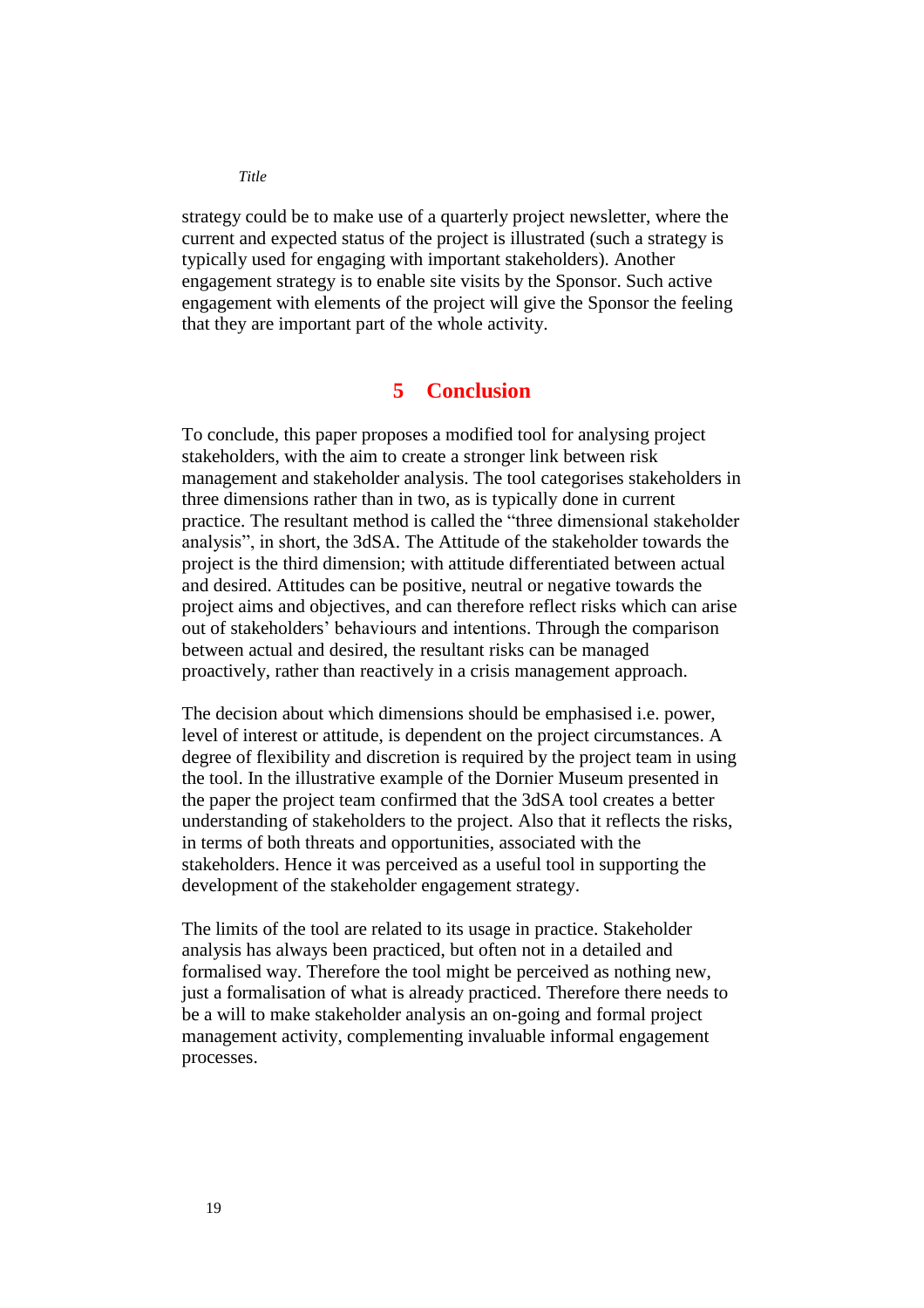strategy could be to make use of a quarterly project newsletter, where the current and expected status of the project is illustrated (such a strategy is typically used for engaging with important stakeholders). Another engagement strategy is to enable site visits by the Sponsor. Such active engagement with elements of the project will give the Sponsor the feeling that they are important part of the whole activity.

# 5 Conclusion

To conclude, this paper proposes a modified tool for analysing project stakeholders, with the aim to create a stronger link between risk management and stakeholder analysis. The tool categorises stakeholders in three dimensions rather than in two, as is typically done in current practice. The resultant method is called the "three dimensional stakeholder analysis", in short, the 3dSA. The Attitude of the stakeholder towards the project is the third dimension; with attitude differentiated between actual and desired. Attitudes can be positive, neutral or negative towards the project aims and objectives, and can therefore reflect risks which can arise out of stakeholders' behaviours and intentions. Through the comparison between actual and desired, the resultant risks can be managed proactively, rather than reactively in a crisis management approach.

The decision about which dimensions should be emphasised i.e. power, level of interest or attitude, is dependent on the project circumstances. A degree of flexibility and discretion is required by the project team in using the tool. In the illustrative example of the Dornier Museum presented in the paper the project team confirmed that the 3dSA tool creates a better understanding of stakeholders to the project. Also that it reflects the risks, in terms of both threats and opportunities, associated with the stakeholders. Hence it was perceived as a useful tool in supporting the development of the stakeholder engagement strategy.

The limits of the tool are related to its usage in practice. Stakeholder analysis has always been practiced, but often not in a detailed and formalised way. Therefore the tool might be perceived as nothing new, just a formalisation of what is already practiced. Therefore there needs to be a will to make stakeholder analysis an on-going and formal project management activity, complementing invaluable informal engagement processes.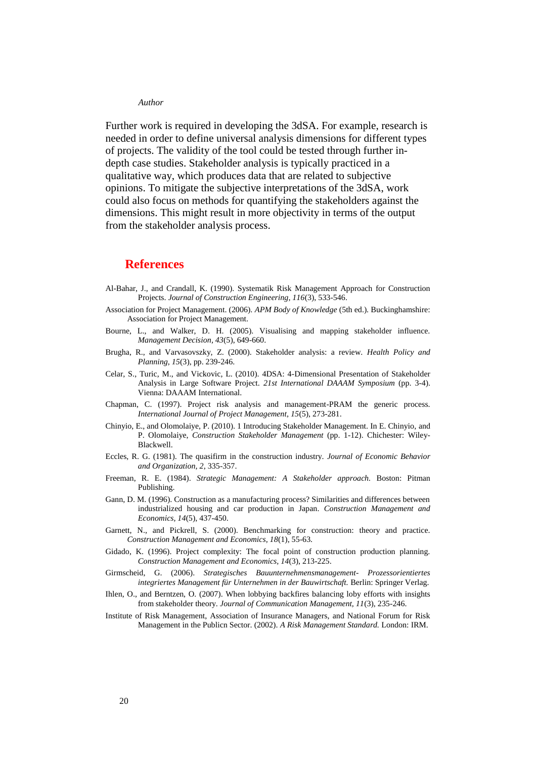Further work is required in developing the 3dSA. For example, research is needed in order to define universal analysis dimensions for different types of projects. The validity of the tool could be tested through further in-depth case studies. Stakeholder analysis is typically practiced in a qualitative way, which produces data that are related to subjective opinions. To mitigate the subjective interpretations of the 3dSA, work could also focus on methods for quantifying the stakeholders against the dimensions. This might result in more objectivity in terms of the output from the stakeholder analysis process.

## References

Al-Bahar, J., and Crandall, K. (1990). Systematik Risk Management Approach for Construction Projects. *Journal of Construction Engineering, 116*(3), 533-546.

Association for Project Management. (2006). *APM Body of Knowledge* (5th ed.). Buckinghamshire: Association for Project Management.

Bourne, L., and Walker, D. H. (2005). Visualising and mapping stakeholder influence. *Management Decision, 43*(5), 649-660.

Brugha, R., and Varvasovszky, Z. (2000). Stakeholder analysis: a review. *Health Policy and Planning, 15*(3), pp. 239-246.

Celar, S., Turic, M., and Vickovic, L. (2010). 4DSA: 4-Dimensional Presentation of Stakeholder Analysis in Large Software Project. *21st International DAAAM Symposium* (pp. 3-4). Vienna: DAAAM International.

Chapman, C. (1997). Project risk analysis and management-PRAM the generic process. *International Journal of Project Management, 15*(5), 273-281.

Chinyio, E., and Olomolaiye, P. (2010). 1 Introducing Stakeholder Management. In E. Chinyio, and P. Olomolaiye, *Construction Stakeholder Management* (pp. 1-12). Chichester: Wiley-Blackwell.

Eccles, R. G. (1981). The quasifirm in the construction industry. *Journal of Economic Behavior and Organization, 2*, 335-357.

Freeman, R. E. (1984). *Strategic Management: A Stakeholder approach*. Boston: Pitman Publishing.

Gann, D. M. (1996). Construction as a manufacturing process? Similarities and differences between industrialized housing and car production in Japan. *Construction Management and Economics, 14*(5), 437-450.

Garnett, N., and Pickrell, S. (2000). Benchmarking for construction: theory and practice. *Construction Management and Economics, 18*(1), 55-63.

Gidado, K. (1996). Project complexity: The focal point of construction production planning. *Construction Management and Economics, 14*(3), 213-225.

Girmscheid, G. (2006). *Strategisches Bauunternehmensmanagement- Prozessorientiertes integriertes Management für Unternehmen in der Bauwirtschaft.* Berlin: Springer Verlag.

Ihlen, O., and Berntzen, O. (2007). When lobbying backfires balancing loby efforts with insights from stakeholder theory. *Journal of Communication Management, 11*(3), 235-246.

Institute of Risk Management, Association of Insurance Managers, and National Forum for Risk Management in the Publicn Sector. (2002). *A Risk Management Standard.* London: IRM.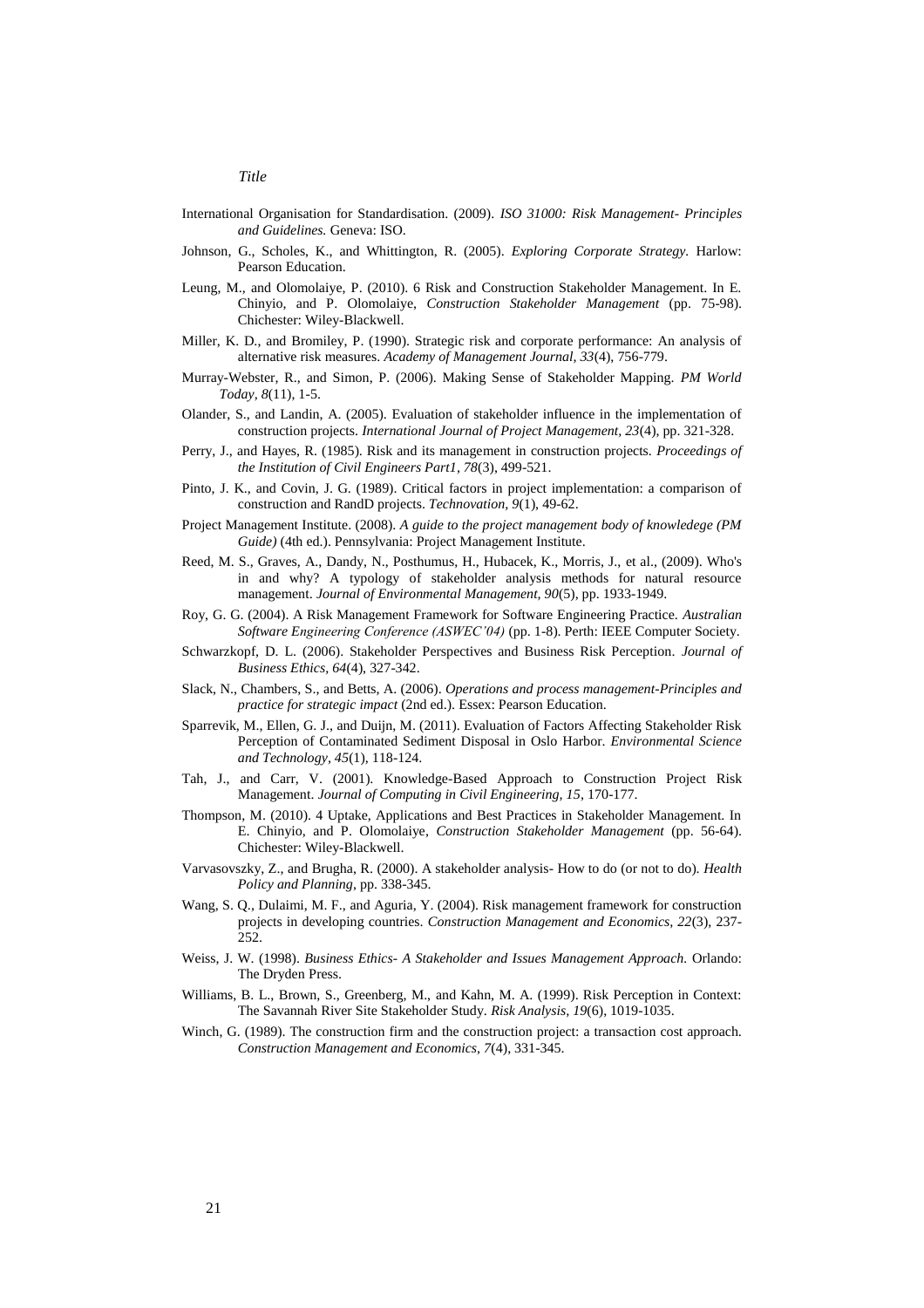International Organisation for Standardisation. (2009). *ISO 31000: Risk Management- Principles and Guidelines.* Geneva: ISO.

Johnson, G., Scholes, K., and Whittington, R. (2005). *Exploring Corporate Strategy.* Harlow: Pearson Education.

Leung, M., and Olomolaiye, P. (2010). 6 Risk and Construction Stakeholder Management. In E. Chinyio, and P. Olomolaiye, *Construction Stakeholder Management* (pp. 75-98). Chichester: Wiley-Blackwell.

Miller, K. D., and Bromiley, P. (1990). Strategic risk and corporate performance: An analysis of alternative risk measures. *Academy of Management Journal, 33*(4), 756-779.

Murray-Webster, R., and Simon, P. (2006). Making Sense of Stakeholder Mapping. *PM World Today, 8*(11), 1-5.

Olander, S., and Landin, A. (2005). Evaluation of stakeholder influence in the implementation of construction projects. *International Journal of Project Management, 23*(4), pp. 321-328.

Perry, J., and Hayes, R. (1985). Risk and its management in construction projects. *Proceedings of the Institution of Civil Engineers Part1, 78*(3), 499-521.

Pinto, J. K., and Covin, J. G. (1989). Critical factors in project implementation: a comparison of construction and RandD projects. *Technovation, 9*(1), 49-62.

Project Management Institute. (2008). *A guide to the project management body of knowledege (PM Guide)* (4th ed.). Pennsylvania: Project Management Institute.

Reed, M. S., Graves, A., Dandy, N., Posthumus, H., Hubacek, K., Morris, J., et al., (2009). Who's in and why? A typology of stakeholder analysis methods for natural resource management. *Journal of Environmental Management, 90*(5), pp. 1933-1949.

Roy, G. G. (2004). A Risk Management Framework for Software Engineering Practice. *Australian Software Engineering Conference (ASWEC'04)* (pp. 1-8). Perth: IEEE Computer Society.

Schwarzkopf, D. L. (2006). Stakeholder Perspectives and Business Risk Perception. *Journal of Business Ethics, 64*(4), 327-342.

Slack, N., Chambers, S., and Betts, A. (2006). *Operations and process management-Principles and practice for strategic impact* (2nd ed.). Essex: Pearson Education.

Sparrevik, M., Ellen, G. J., and Duijn, M. (2011). Evaluation of Factors Affecting Stakeholder Risk Perception of Contaminated Sediment Disposal in Oslo Harbor. *Environmental Science and Technology, 45*(1), 118-124.

Tah, J., and Carr, V. (2001). Knowledge-Based Approach to Construction Project Risk Management. *Journal of Computing in Civil Engineering, 15*, 170-177.

Thompson, M. (2010). 4 Uptake, Applications and Best Practices in Stakeholder Management. In E. Chinyio, and P. Olomolaiye, *Construction Stakeholder Management* (pp. 56-64). Chichester: Wiley-Blackwell.

Varvasovszky, Z., and Brugha, R. (2000). A stakeholder analysis- How to do (or not to do). *Health Policy and Planning*, pp. 338-345.

Wang, S. Q., Dulaimi, M. F., and Aguria, Y. (2004). Risk management framework for construction projects in developing countries. *Construction Management and Economics, 22*(3), 237-252.

Weiss, J. W. (1998). *Business Ethics- A Stakeholder and Issues Management Approach.* Orlando: The Dryden Press.

Williams, B. L., Brown, S., Greenberg, M., and Kahn, M. A. (1999). Risk Perception in Context: The Savannah River Site Stakeholder Study. *Risk Analysis, 19*(6), 1019-1035.

Winch, G. (1989). The construction firm and the construction project: a transaction cost approach. *Construction Management and Economics, 7*(4), 331-345.